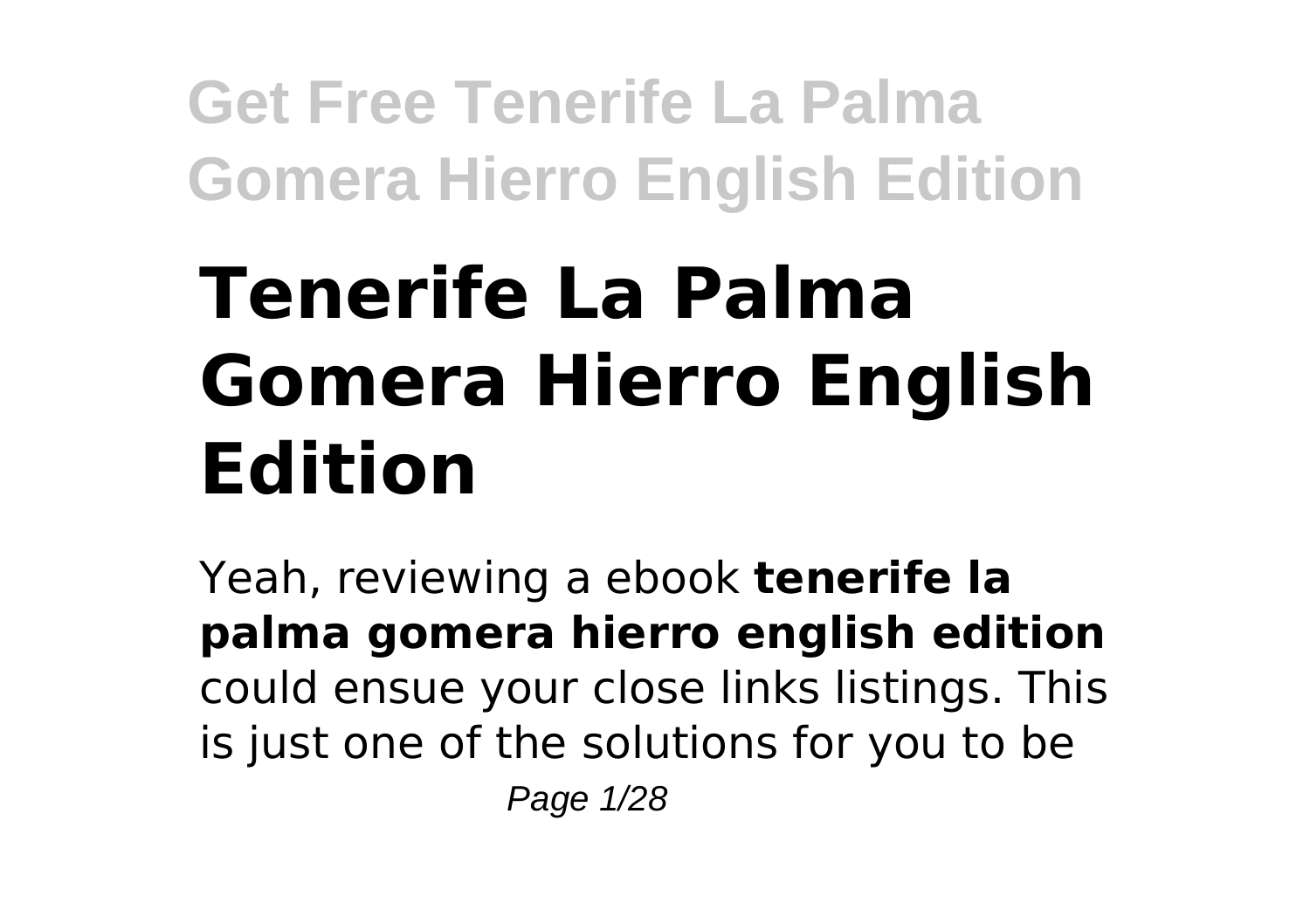# Tenerife La Palma Gomera Hierro English Edition

Yeah, reviewing a ebook **tenerife la palma gomera hierro english edition** could ensue your close links listings. This is just one of the solutions for you to be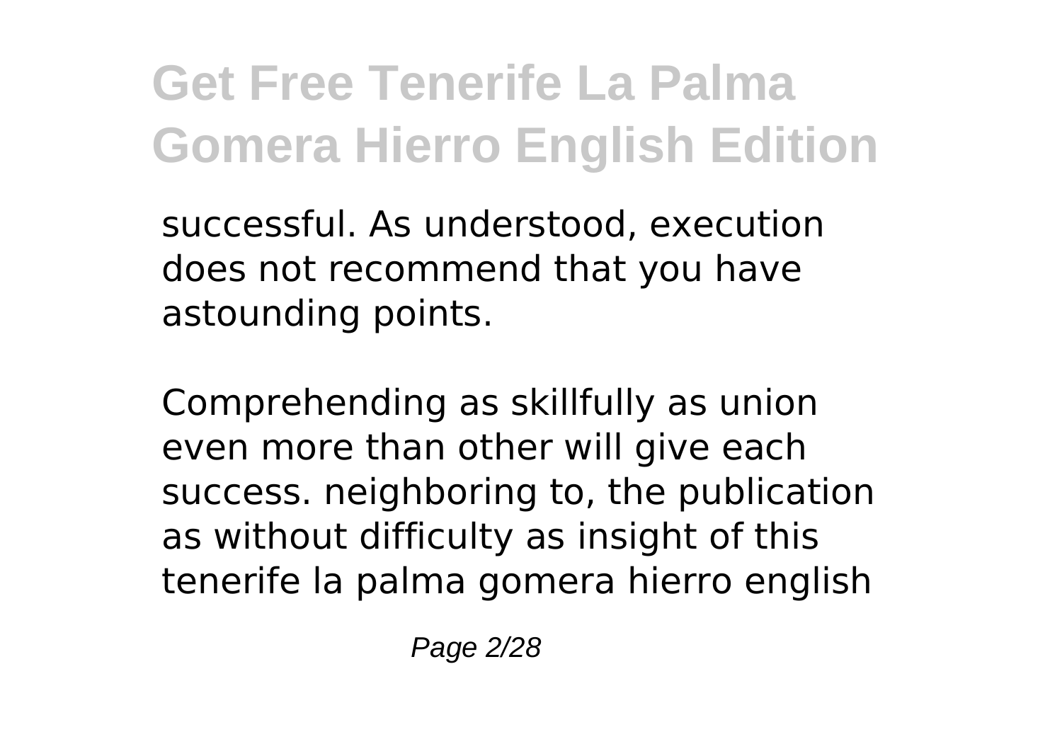successful. As understood, execution does not recommend that you have astounding points.

Comprehending as skillfully as union even more than other will give each success. neighboring to, the publication as without difficulty as insight of this tenerife la palma gomera hierro english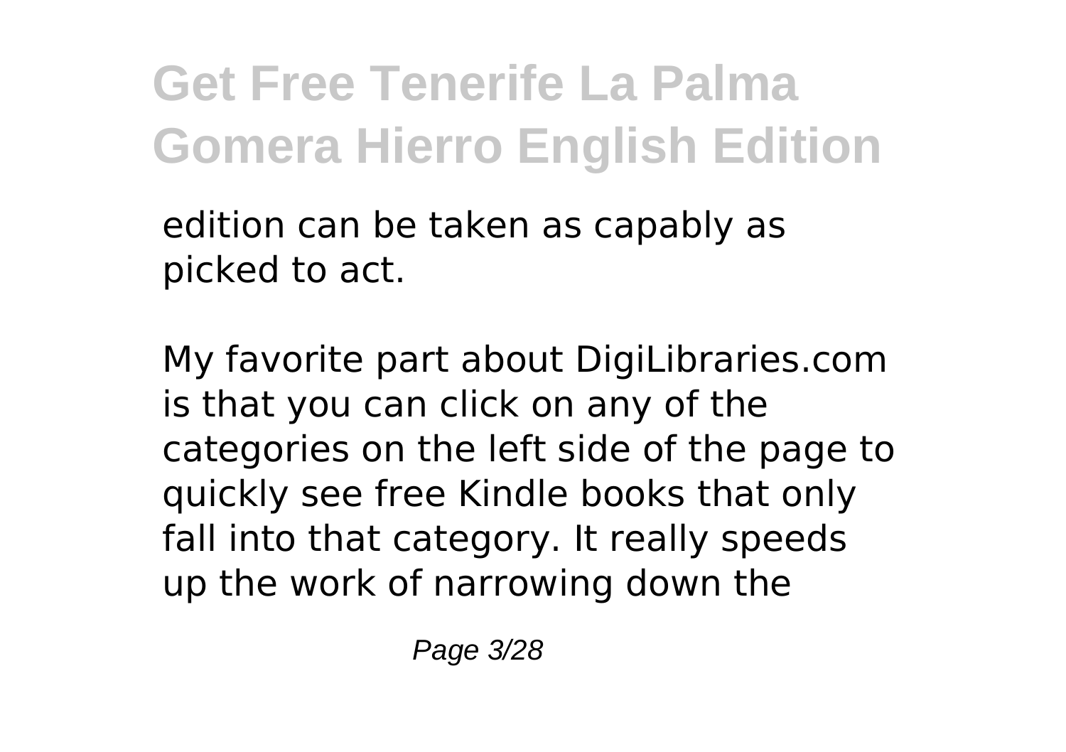edition can be taken as capably as picked to act.

My favorite part about DigiLibraries.com is that you can click on any of the categories on the left side of the page to quickly see free Kindle books that only fall into that category. It really speeds up the work of narrowing down the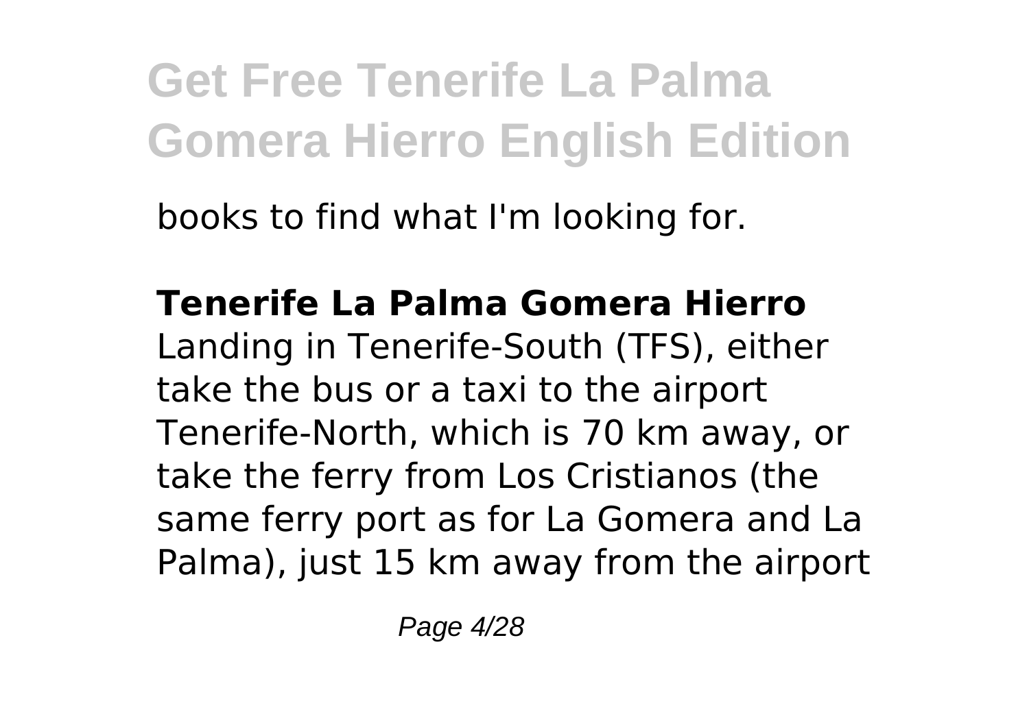books to find what I'm looking for.

**Tenerife La Palma Gomera Hierro**

Landing in Tenerife-South (TFS), either take the bus or a taxi to the airport Tenerife-North, which is 70 km away, or take the ferry from Los Cristianos (the same ferry port as for La Gomera and La Palma), just 15 km away from the airport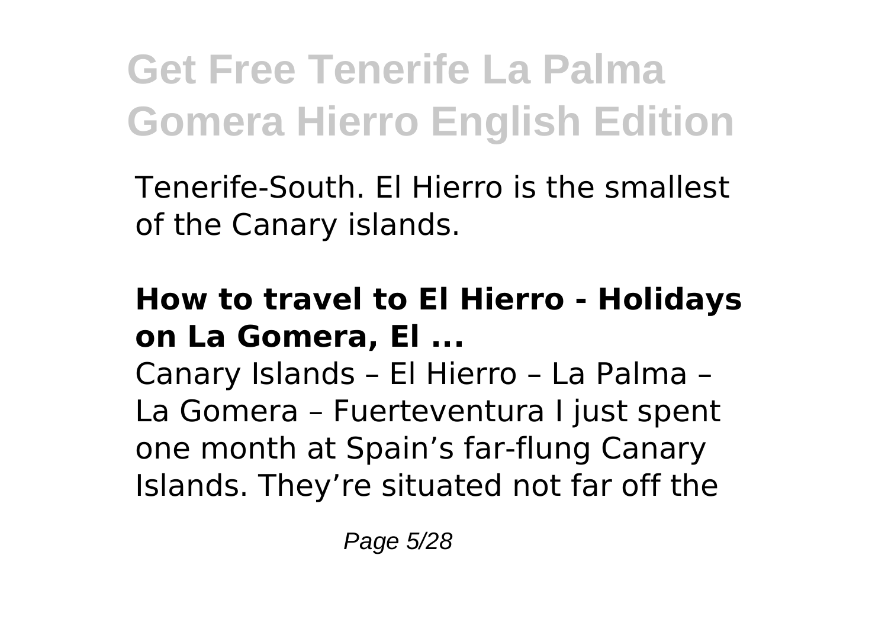Tenerife-South. El Hierro is the smallest of the Canary islands.

### How to travel to El Hierro - Holidays on La Gomera, El ...

Canary Islands – El Hierro – La Palma – La Gomera – Fuerteventura I just spent one month at Spain's far-flung Canary Islands. They're situated not far off the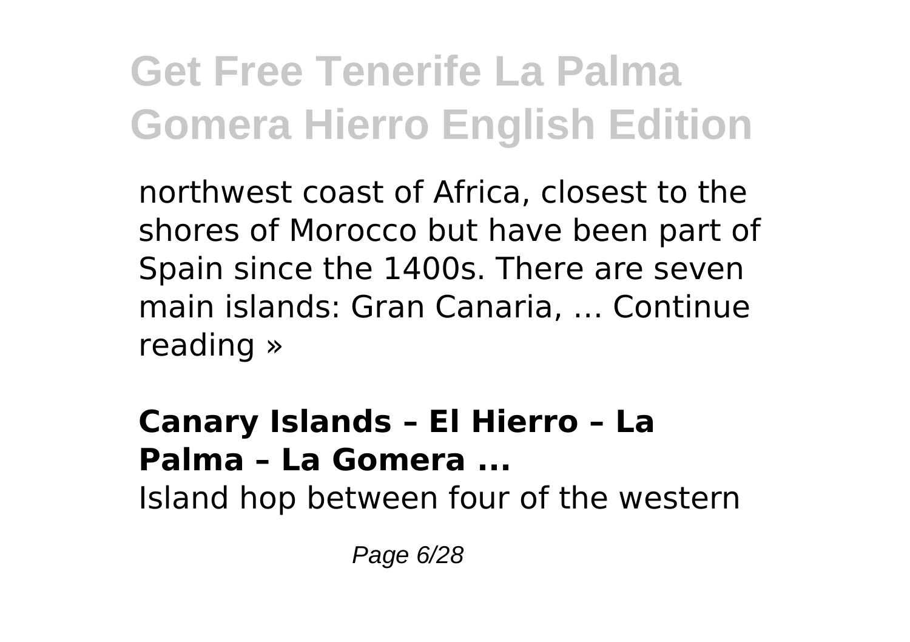northwest coast of Africa, closest to the shores of Morocco but have been part of Spain since the 1400s. There are seven main islands: Gran Canaria, … Continue reading »

**Canary Islands – El Hierro – La Palma – La Gomera ...**

Island hop between four of the western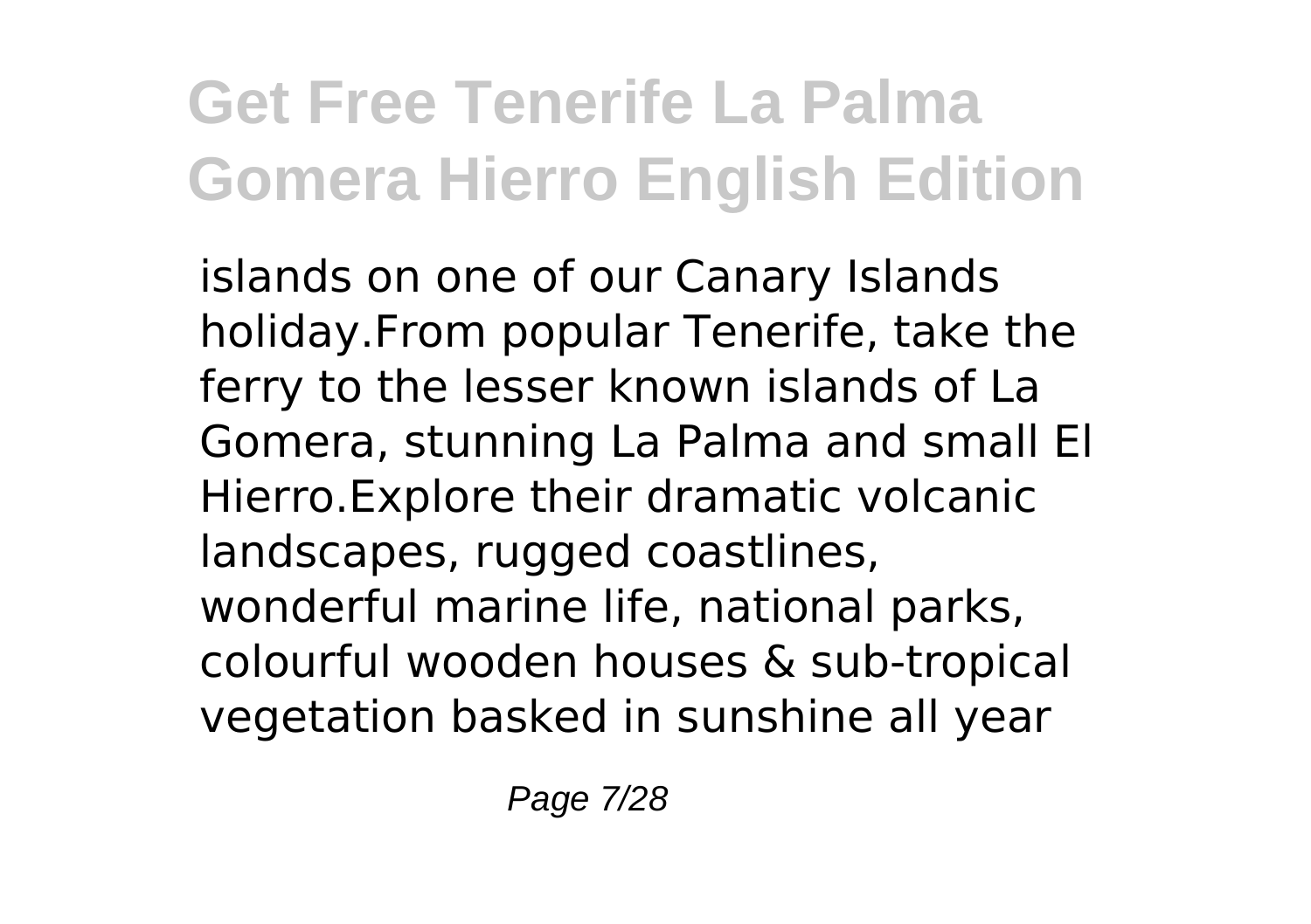islands on one of our Canary Islands holiday.From popular Tenerife, take the ferry to the lesser known islands of La Gomera, stunning La Palma and small El Hierro.Explore their dramatic volcanic landscapes, rugged coastlines, wonderful marine life, national parks, colourful wooden houses & sub-tropical vegetation basked in sunshine all year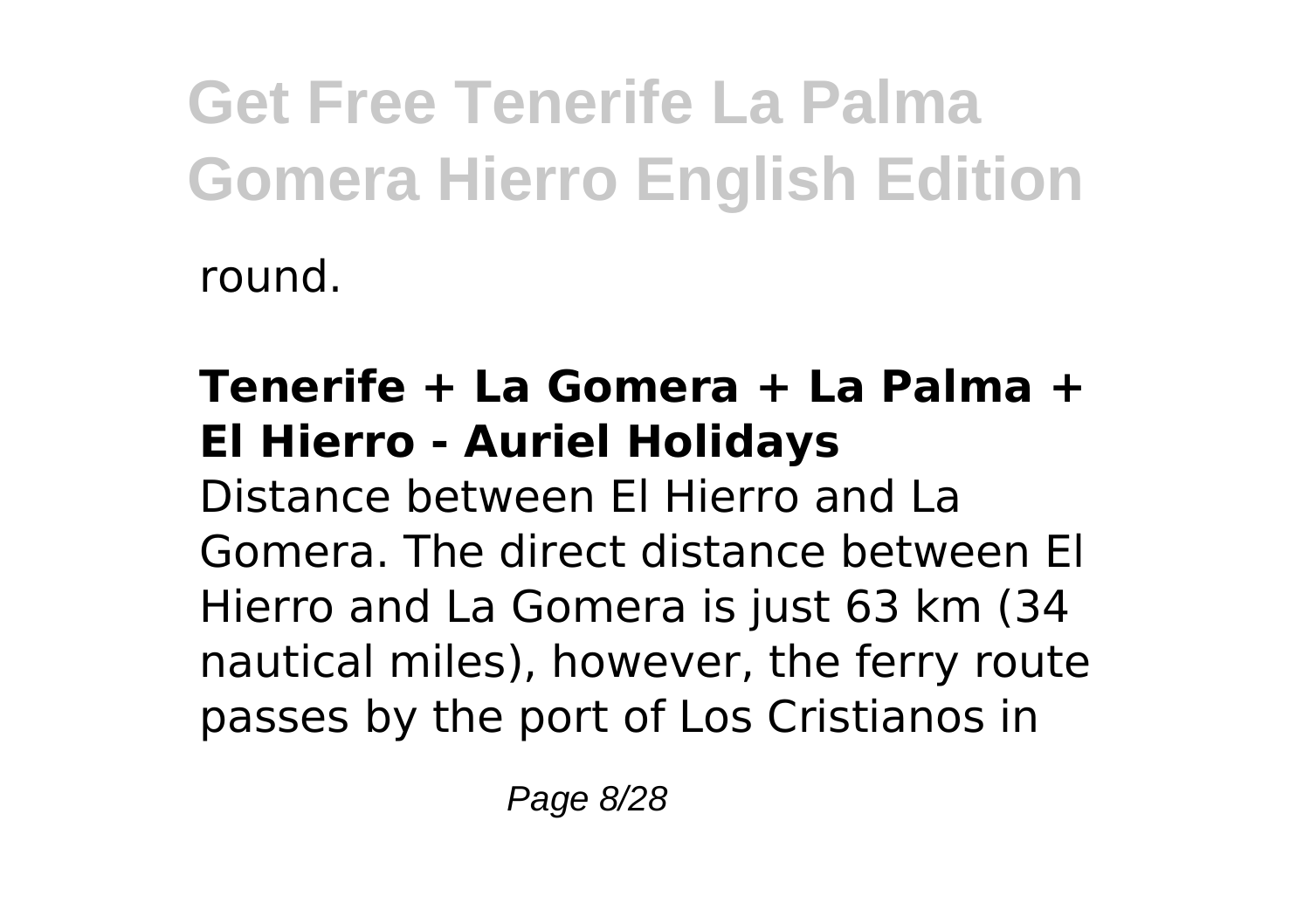round.

### Tenerife + La Gomera + La Palma + El Hierro - Auriel Holidays

Distance between El Hierro and La Gomera. The direct distance between El Hierro and La Gomera is just 63 km (34 nautical miles), however, the ferry route passes by the port of Los Cristianos in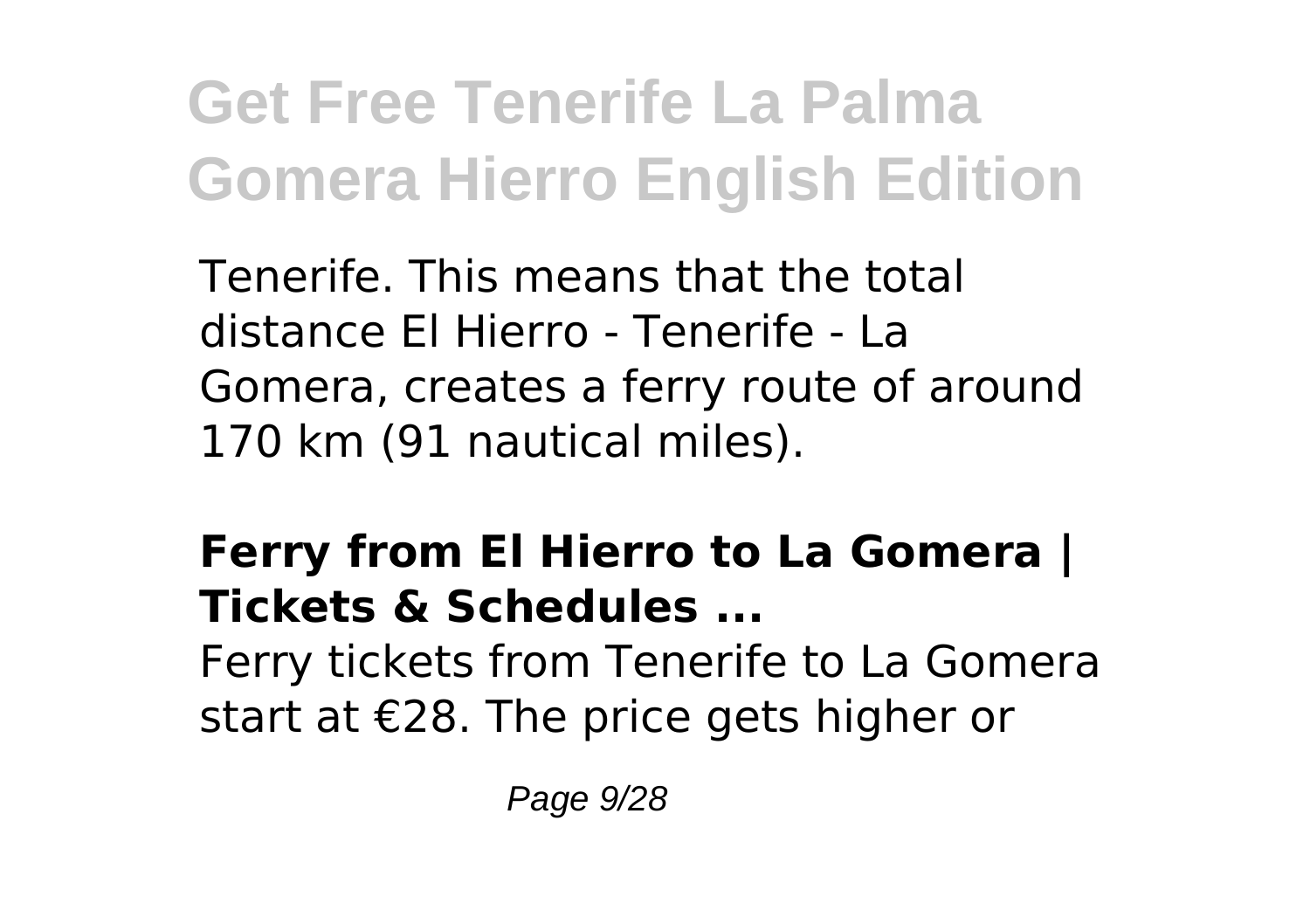Tenerife. This means that the total distance El Hierro - Tenerife - La Gomera, creates a ferry route of around 170 km (91 nautical miles).

**Ferry from El Hierro to La Gomera | Tickets & Schedules ...**

Ferry tickets from Tenerife to La Gomera start at €28. The price gets higher or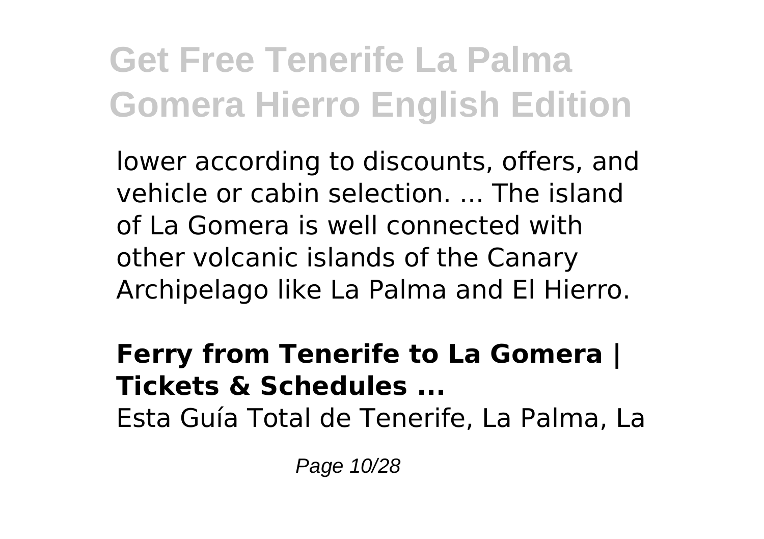lower according to discounts, offers, and vehicle or cabin selection. ... The island of La Gomera is well connected with other volcanic islands of the Canary Archipelago like La Palma and El Hierro.

**Ferry from Tenerife to La Gomera | Tickets & Schedules ...**

Esta Guía Total de Tenerife, La Palma, La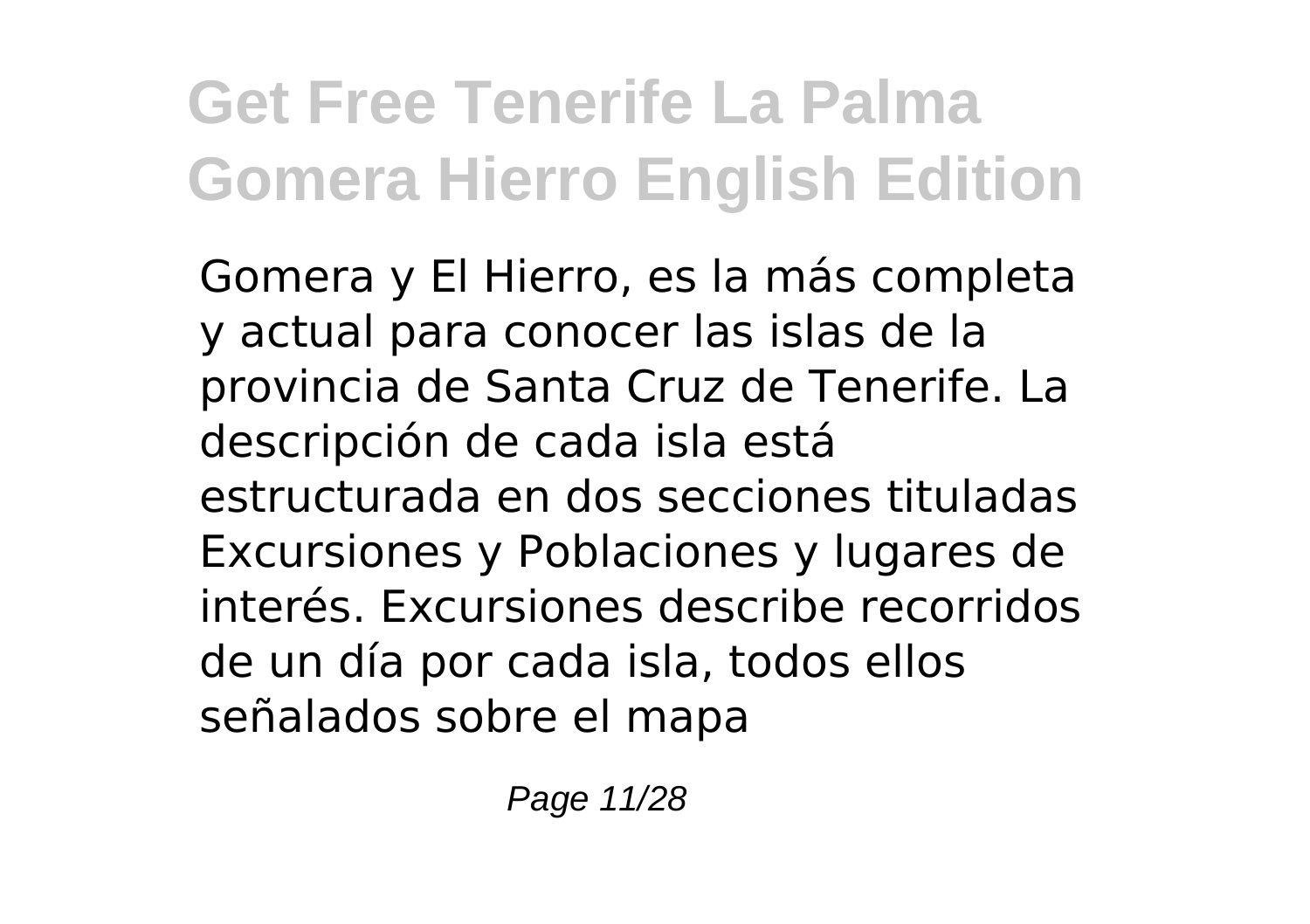Gomera y El Hierro, es la más completa y actual para conocer las islas de la provincia de Santa Cruz de Tenerife. La descripción de cada isla está estructurada en dos secciones tituladas Excursiones y Poblaciones y lugares de interés. Excursiones describe recorridos de un día por cada isla, todos ellos señalados sobre el mapa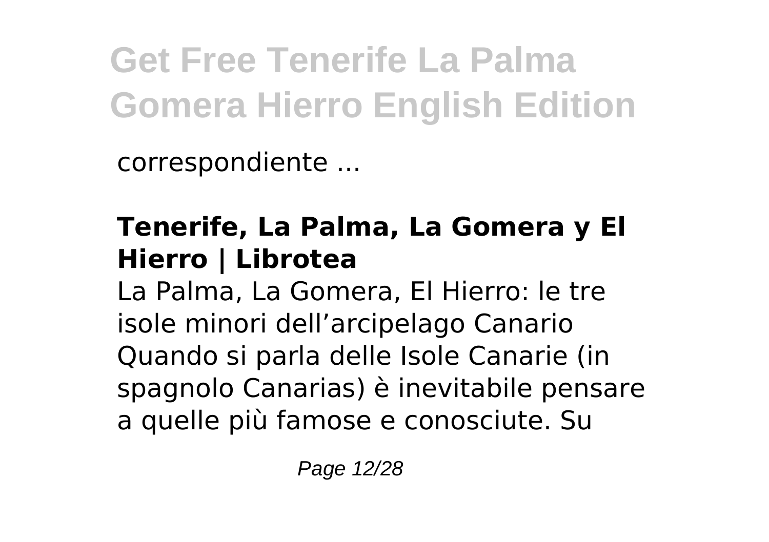correspondiente ...

### Tenerife, La Palma, La Gomera y El Hierro | Librotea

La Palma, La Gomera, El Hierro: le tre isole minori dell'arcipelago Canario Quando si parla delle Isole Canarie (in spagnolo Canarias) è inevitabile pensare a quelle più famose e conosciute. Su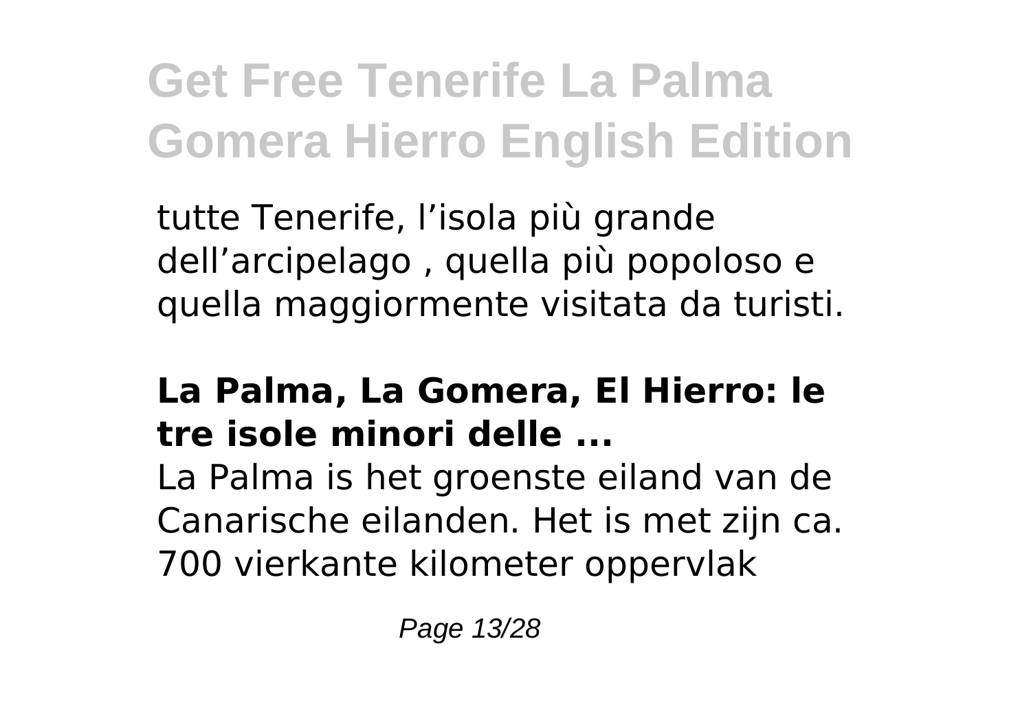tutte Tenerife, l’isola più grande dell’arcipelago , quella più popoloso e quella maggiormente visitata da turisti.

### La Palma, La Gomera, El Hierro: le tre isole minori delle ...

La Palma is het groenste eiland van de Canarische eilanden. Het is met zijn ca. 700 vierkante kilometer oppervlak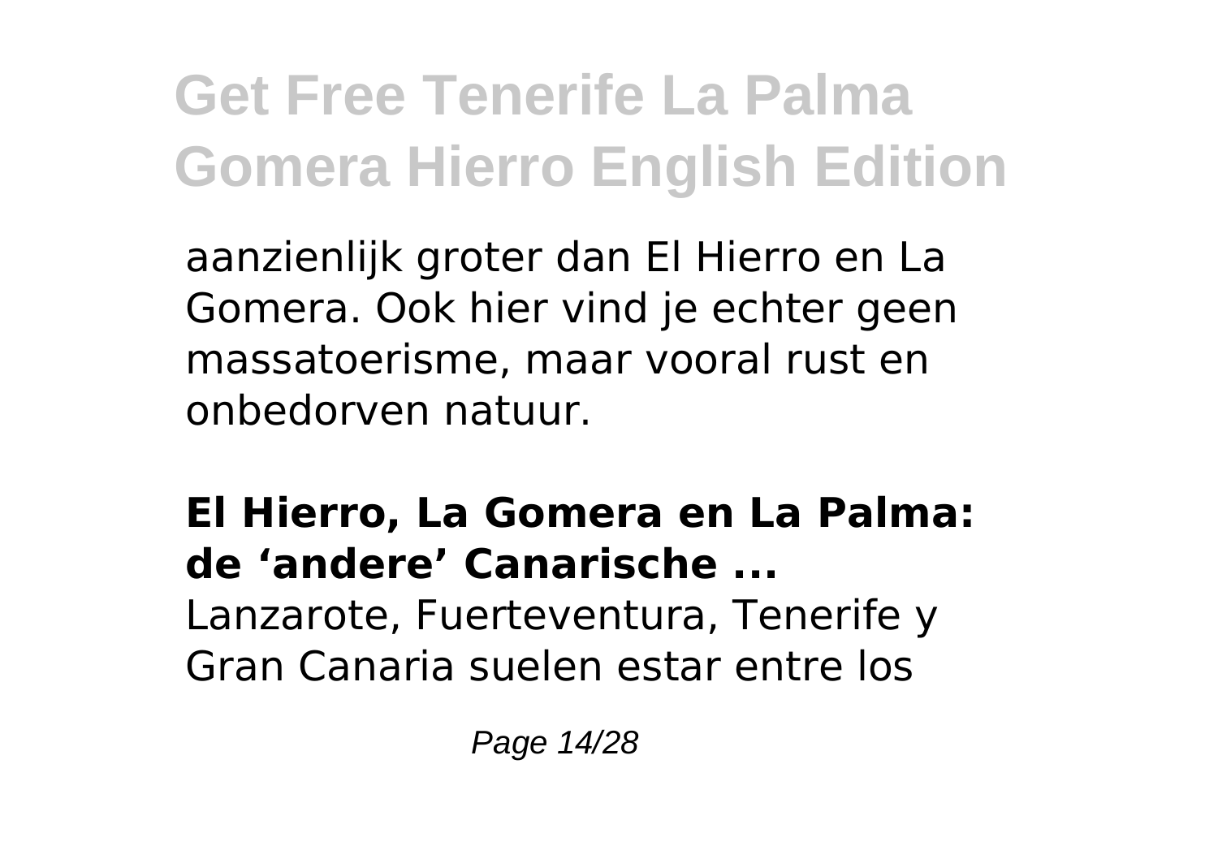aanzienlijk groter dan El Hierro en La Gomera. Ook hier vind je echter geen massatoerisme, maar vooral rust en onbedorven natuur.

**El Hierro, La Gomera en La Palma: de 'andere' Canarische ...**
Lanzarote, Fuerteventura, Tenerife y Gran Canaria suelen estar entre los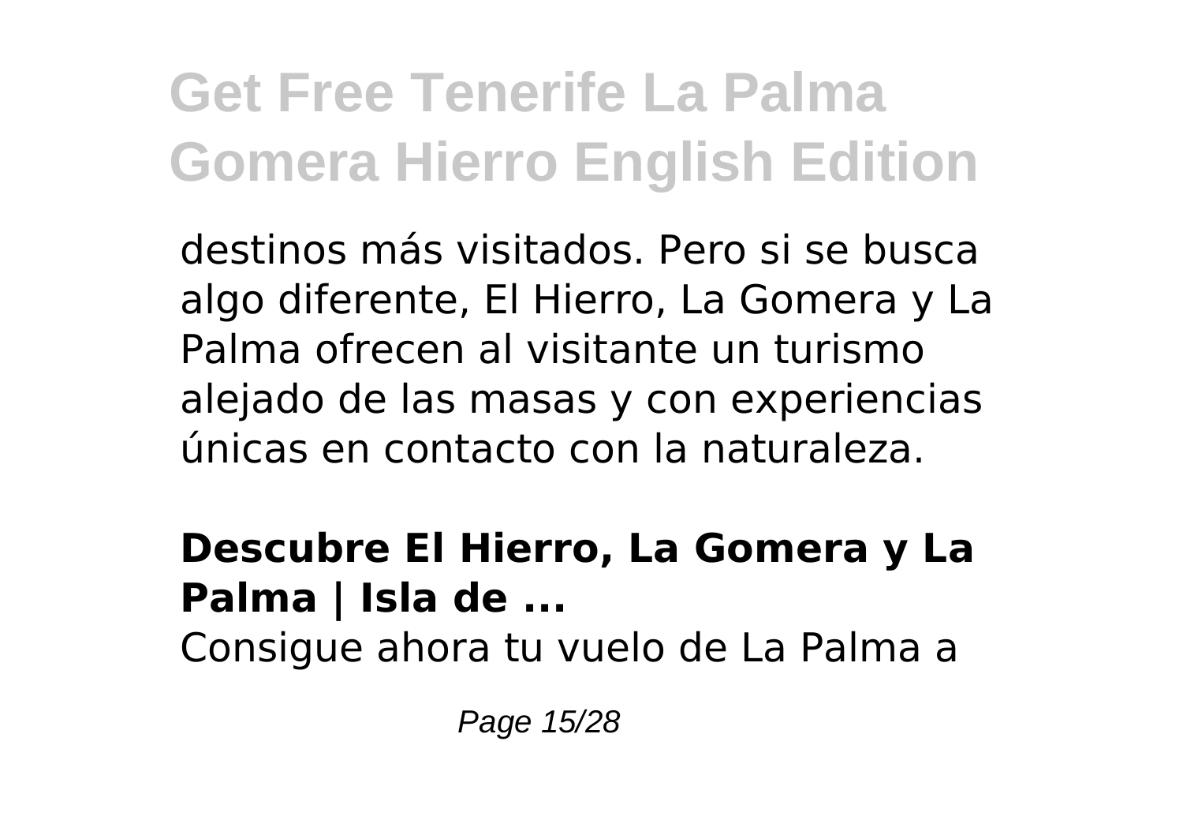destinos más visitados. Pero si se busca algo diferente, El Hierro, La Gomera y La Palma ofrecen al visitante un turismo alejado de las masas y con experiencias únicas en contacto con la naturaleza.

**Descubre El Hierro, La Gomera y La Palma | Isla de ...**

Consigue ahora tu vuelo de La Palma a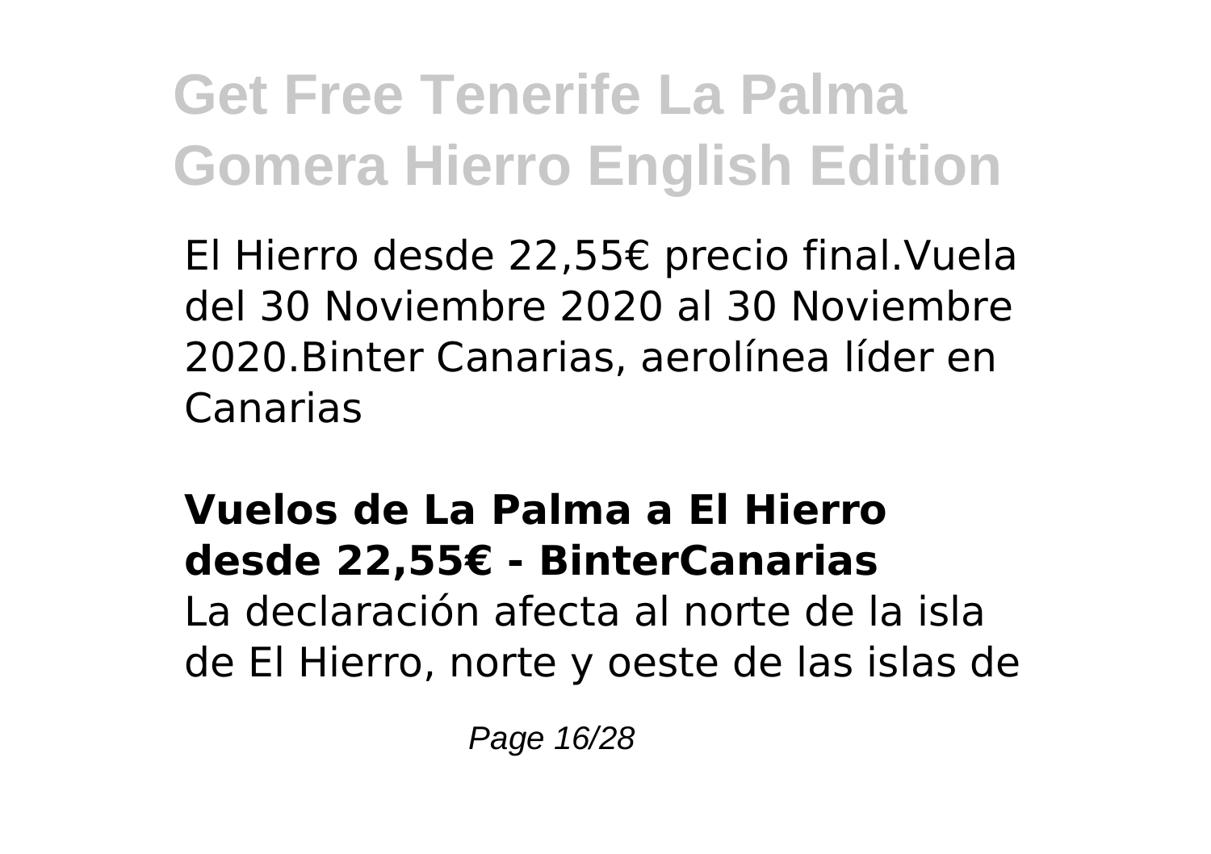El Hierro desde 22,55€ precio final.Vuela del 30 Noviembre 2020 al 30 Noviembre 2020.Binter Canarias, aerolínea líder en Canarias

**Vuelos de La Palma a El Hierro desde 22,55€ - BinterCanarias**

La declaración afecta al norte de la isla de El Hierro, norte y oeste de las islas de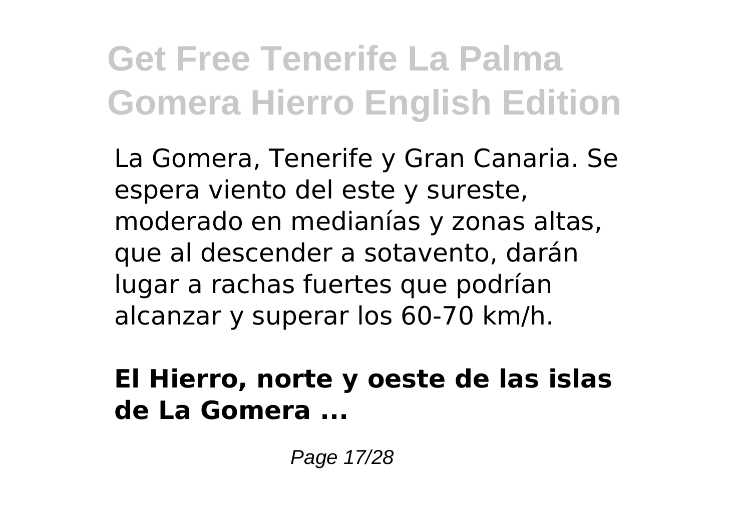La Gomera, Tenerife y Gran Canaria. Se espera viento del este y sureste, moderado en medianías y zonas altas, que al descender a sotavento, darán lugar a rachas fuertes que podrían alcanzar y superar los 60-70 km/h.

**El Hierro, norte y oeste de las islas de La Gomera ...**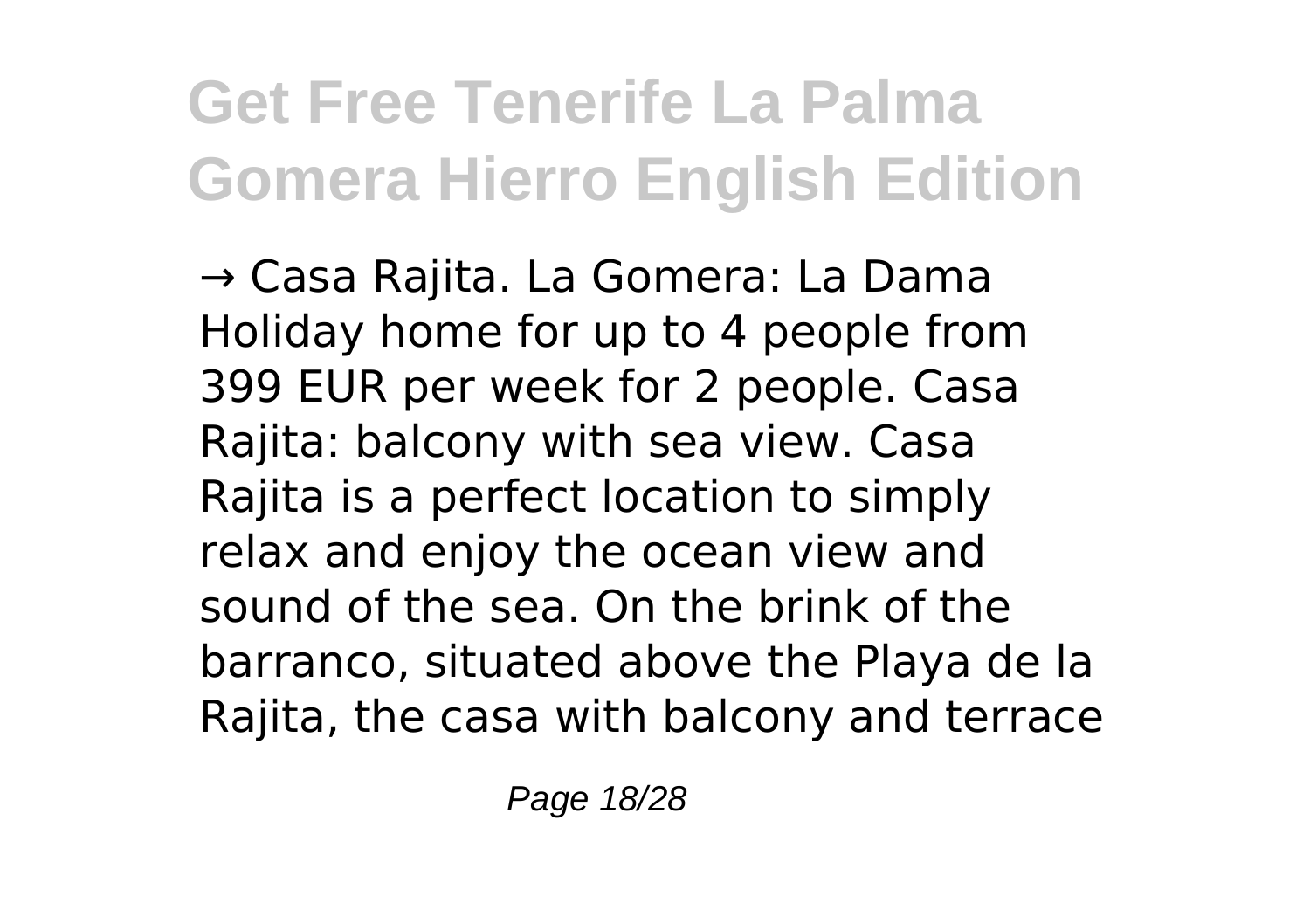→ Casa Rajita. La Gomera: La Dama Holiday home for up to 4 people from 399 EUR per week for 2 people. Casa Rajita: balcony with sea view. Casa Rajita is a perfect location to simply relax and enjoy the ocean view and sound of the sea. On the brink of the barranco, situated above the Playa de la Rajita, the casa with balcony and terrace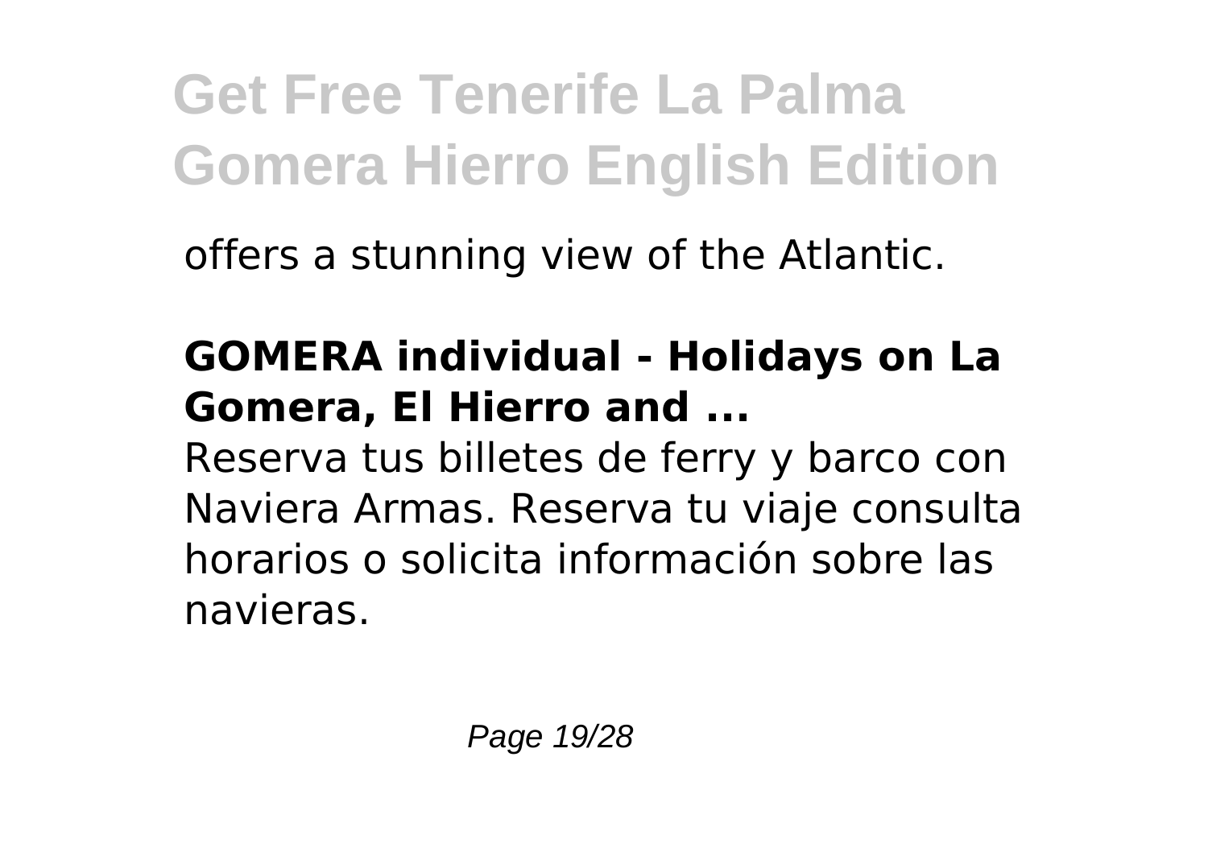offers a stunning view of the Atlantic.

**GOMERA individual - Holidays on La Gomera, El Hierro and ...**

Reserva tus billetes de ferry y barco con Naviera Armas. Reserva tu viaje consulta horarios o solicita información sobre las navieras.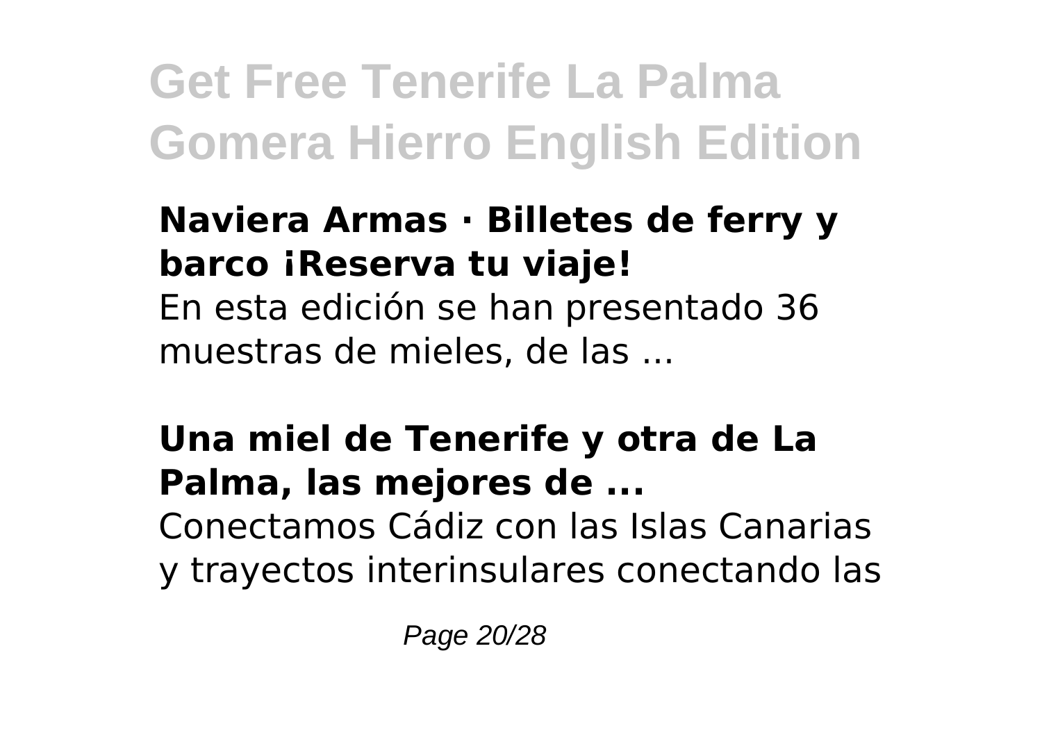**Naviera Armas · Billetes de ferry y barco ¡Reserva tu viaje!**

En esta edición se han presentado 36 muestras de mieles, de las ...

**Una miel de Tenerife y otra de La Palma, las mejores de ...**

Conectamos Cádiz con las Islas Canarias y trayectos interinsulares conectando las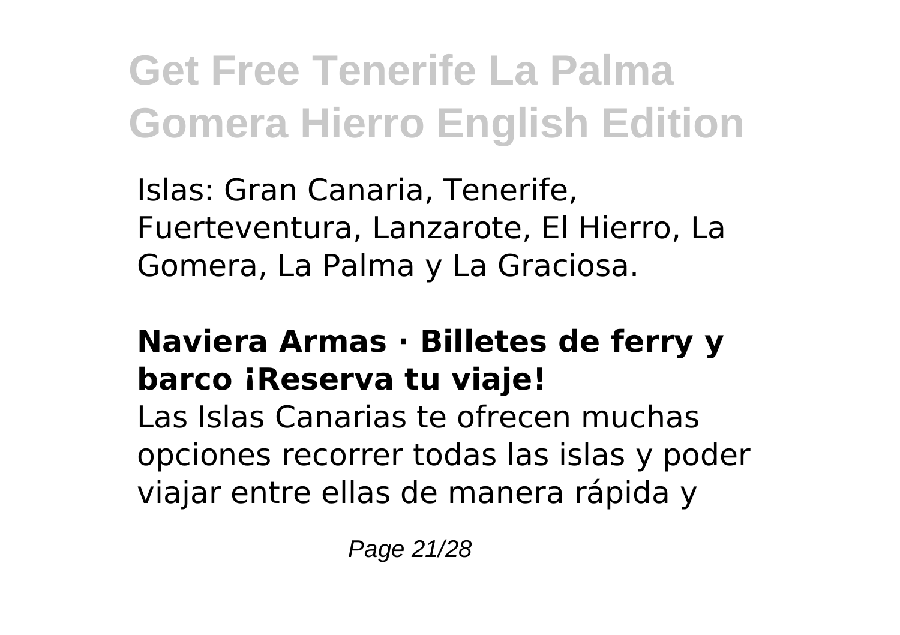Islas: Gran Canaria, Tenerife, Fuerteventura, Lanzarote, El Hierro, La Gomera, La Palma y La Graciosa.

### Naviera Armas · Billetes de ferry y barco ¡Reserva tu viaje!

Las Islas Canarias te ofrecen muchas opciones recorrer todas las islas y poder viajar entre ellas de manera rápida y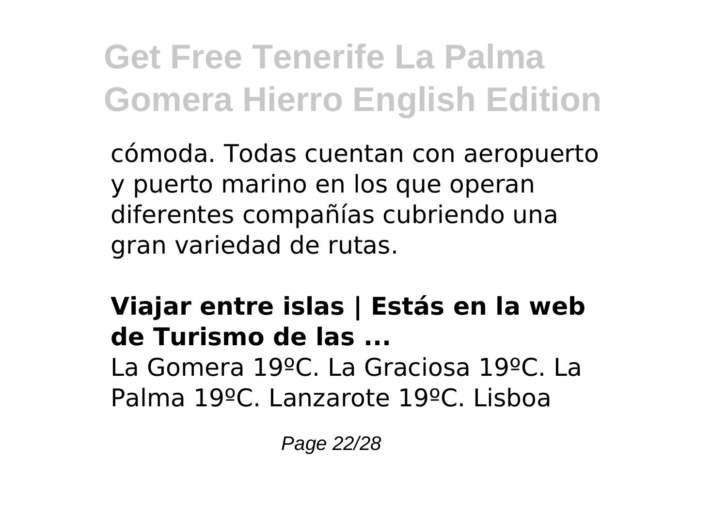cómoda. Todas cuentan con aeropuerto y puerto marino en los que operan diferentes compañías cubriendo una gran variedad de rutas.

**Viajar entre islas | Estás en la web de Turismo de las ...**

La Gomera 19ºC. La Graciosa 19ºC. La Palma 19ºC. Lanzarote 19ºC. Lisboa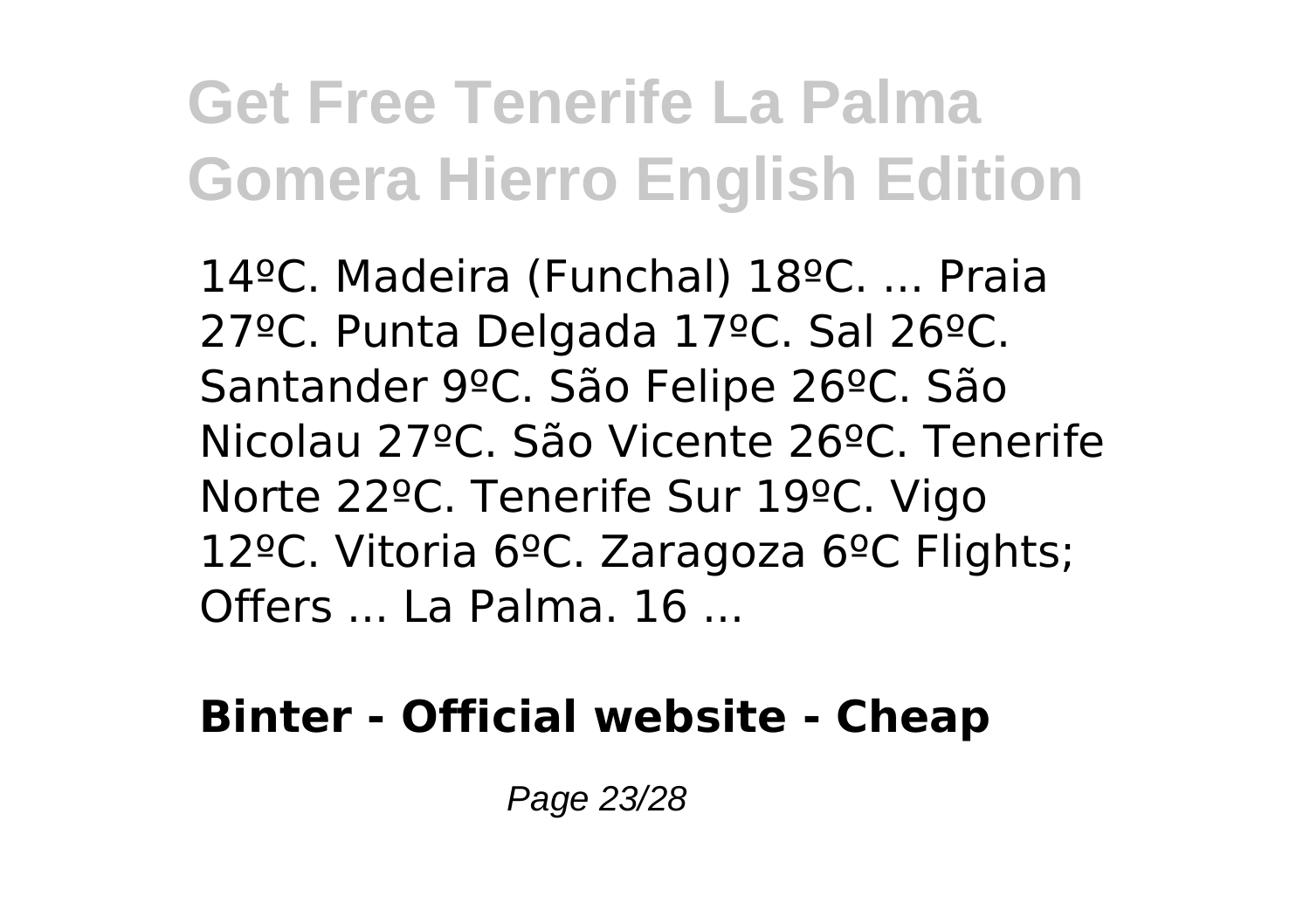14ºC. Madeira (Funchal) 18ºC. ... Praia 27ºC. Punta Delgada 17ºC. Sal 26ºC. Santander 9ºC. São Felipe 26ºC. São Nicolau 27ºC. São Vicente 26ºC. Tenerife Norte 22ºC. Tenerife Sur 19ºC. Vigo 12ºC. Vitoria 6ºC. Zaragoza 6ºC Flights; Offers ... La Palma. 16 ...

**Binter - Official website - Cheap**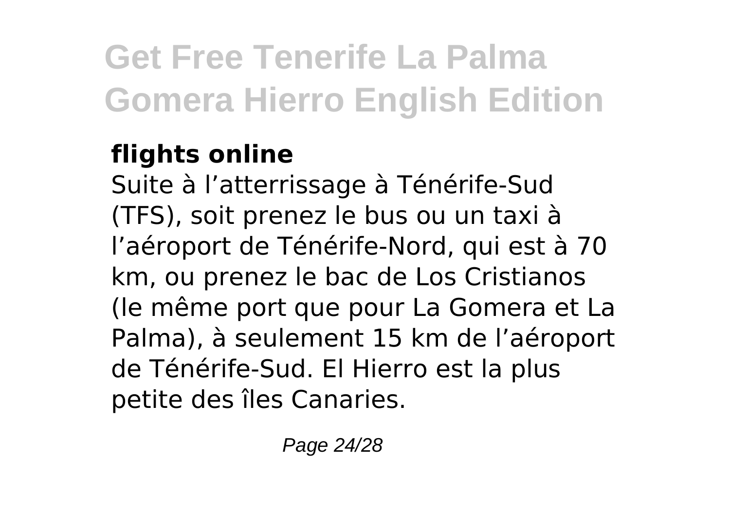**flights online**

Suite à l’atterrissage à Ténérife-Sud (TFS), soit prenez le bus ou un taxi à l’aéroport de Ténérife-Nord, qui est à 70 km, ou prenez le bac de Los Cristianos (le même port que pour La Gomera et La Palma), à seulement 15 km de l’aéroport de Ténérife-Sud. El Hierro est la plus petite des îles Canaries.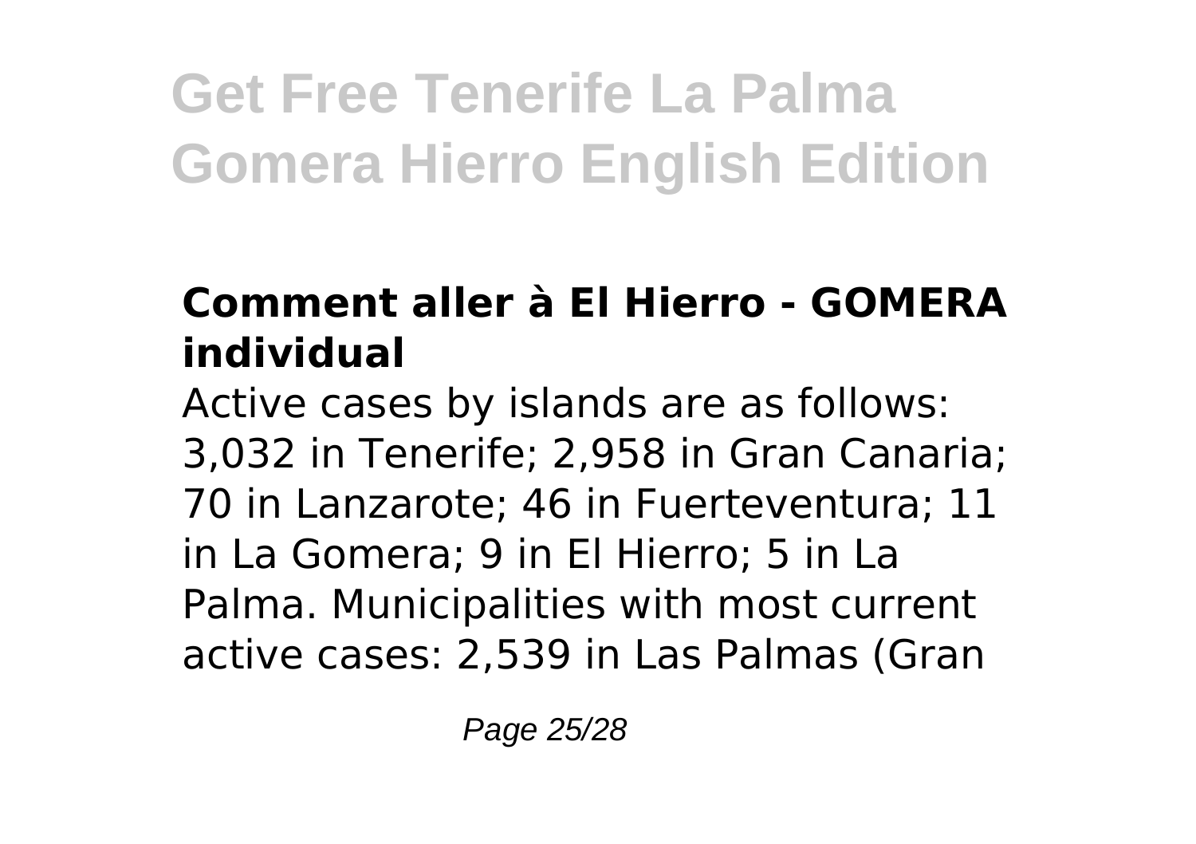### Comment aller à El Hierro - GOMERA individual

Active cases by islands are as follows: 3,032 in Tenerife; 2,958 in Gran Canaria; 70 in Lanzarote; 46 in Fuerteventura; 11 in La Gomera; 9 in El Hierro; 5 in La Palma. Municipalities with most current active cases: 2,539 in Las Palmas (Gran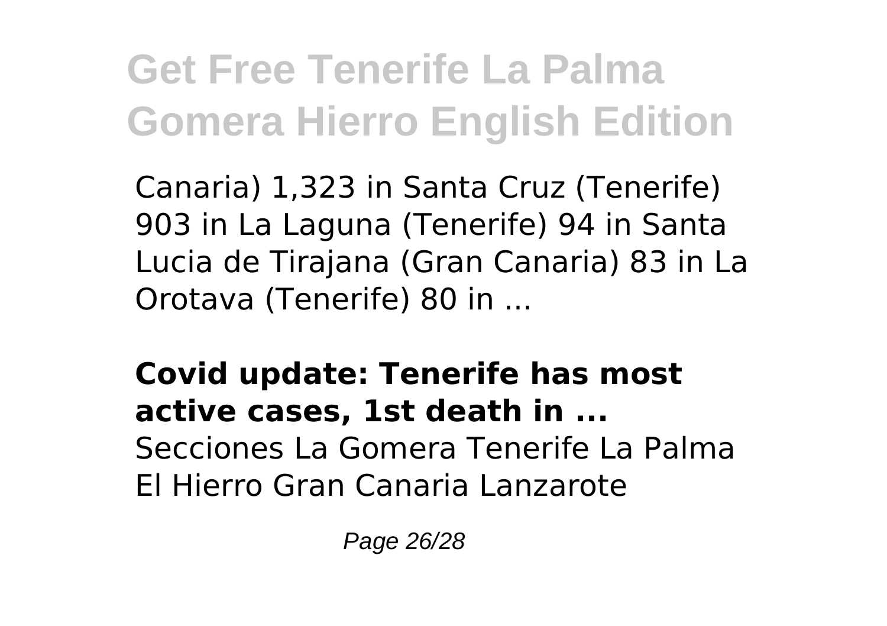Canaria) 1,323 in Santa Cruz (Tenerife) 903 in La Laguna (Tenerife) 94 in Santa Lucia de Tirajana (Gran Canaria) 83 in La Orotava (Tenerife) 80 in ...

**Covid update: Tenerife has most active cases, 1st death in ...**

Secciones La Gomera Tenerife La Palma El Hierro Gran Canaria Lanzarote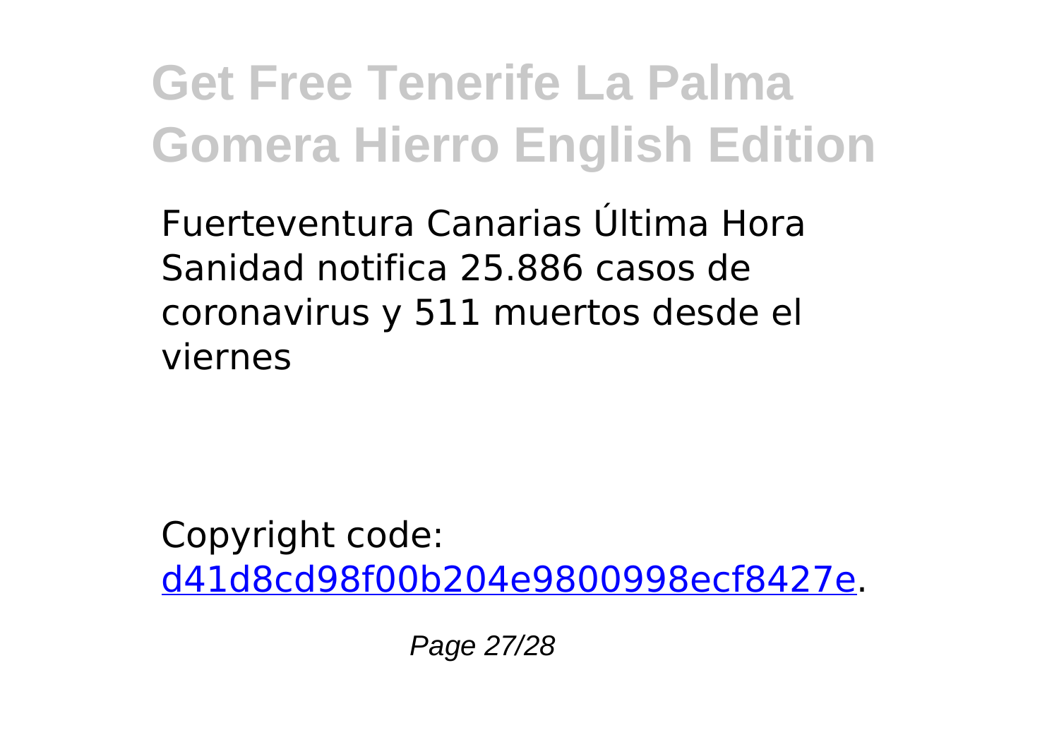Fuerteventura Canarias Última Hora Sanidad notifica 25.886 casos de coronavirus y 511 muertos desde el viernes

Copyright code: [d41d8cd98f00b204e9800998ecf8427e](#).